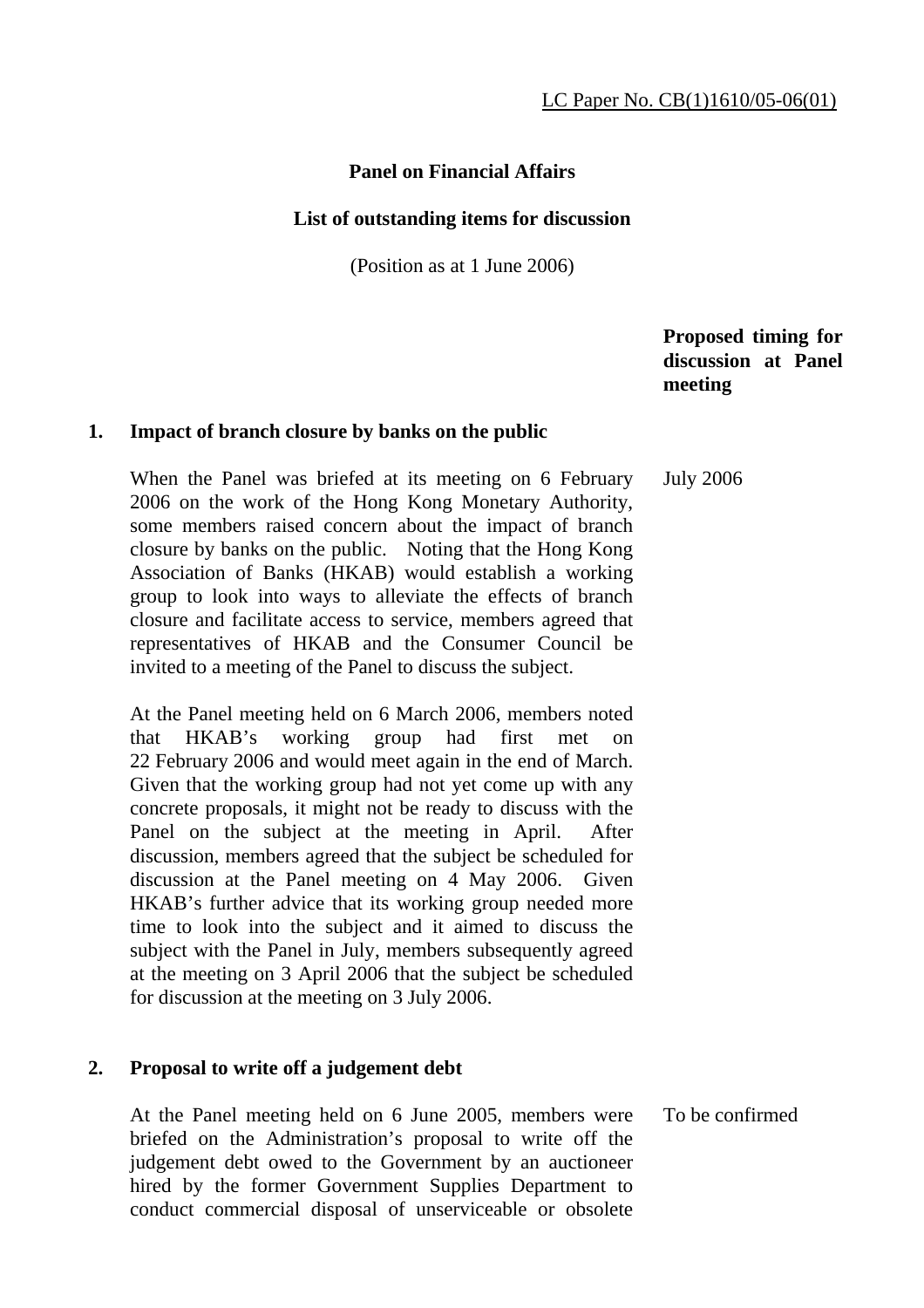LC Paper No. CB(1)1610/05-06(01)

**Panel on Financial Affairs**

**List of outstanding items for discussion**

(Position as at 1 June 2006)

**Proposed timing for discussion at Panel meeting**

**1. Impact of branch closure by banks on the public**

When the Panel was briefed at its meeting on 6 February 2006 on the work of the Hong Kong Monetary Authority, some members raised concern about the impact of branch closure by banks on the public. Noting that the Hong Kong Association of Banks (HKAB) would establish a working group to look into ways to alleviate the effects of branch closure and facilitate access to service, members agreed that representatives of HKAB and the Consumer Council be invited to a meeting of the Panel to discuss the subject. — July 2006

At the Panel meeting held on 6 March 2006, members noted that HKAB's working group had first met on 22 February 2006 and would meet again in the end of March. Given that the working group had not yet come up with any concrete proposals, it might not be ready to discuss with the Panel on the subject at the meeting in April. After discussion, members agreed that the subject be scheduled for discussion at the Panel meeting on 4 May 2006. Given HKAB's further advice that its working group needed more time to look into the subject and it aimed to discuss the subject with the Panel in July, members subsequently agreed at the meeting on 3 April 2006 that the subject be scheduled for discussion at the meeting on 3 July 2006.

**2. Proposal to write off a judgement debt**

At the Panel meeting held on 6 June 2005, members were briefed on the Administration's proposal to write off the judgement debt owed to the Government by an auctioneer hired by the former Government Supplies Department to conduct commercial disposal of unserviceable or obsolete — To be confirmed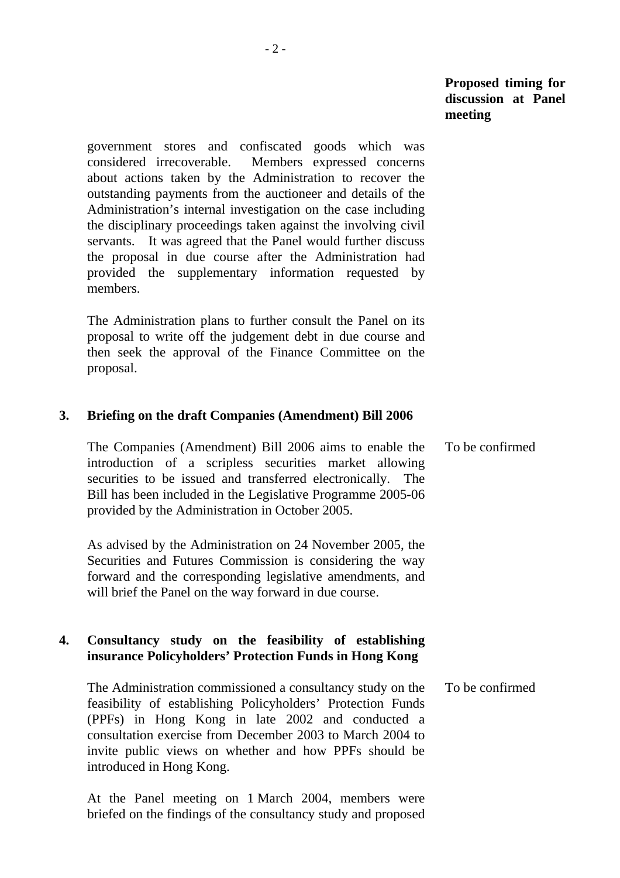**Proposed timing for discussion at Panel meeting**

government stores and confiscated goods which was considered irrecoverable. Members expressed concerns about actions taken by the Administration to recover the outstanding payments from the auctioneer and details of the Administration's internal investigation on the case including the disciplinary proceedings taken against the involving civil servants. It was agreed that the Panel would further discuss the proposal in due course after the Administration had provided the supplementary information requested by members.

The Administration plans to further consult the Panel on its proposal to write off the judgement debt in due course and then seek the approval of the Finance Committee on the proposal.

**3. Briefing on the draft Companies (Amendment) Bill 2006**

The Companies (Amendment) Bill 2006 aims to enable the introduction of a scripless securities market allowing securities to be issued and transferred electronically. The Bill has been included in the Legislative Programme 2005-06 provided by the Administration in October 2005. — To be confirmed

As advised by the Administration on 24 November 2005, the Securities and Futures Commission is considering the way forward and the corresponding legislative amendments, and will brief the Panel on the way forward in due course.

**4. Consultancy study on the feasibility of establishing insurance Policyholders' Protection Funds in Hong Kong**

The Administration commissioned a consultancy study on the feasibility of establishing Policyholders' Protection Funds (PPFs) in Hong Kong in late 2002 and conducted a consultation exercise from December 2003 to March 2004 to invite public views on whether and how PPFs should be introduced in Hong Kong. — To be confirmed

At the Panel meeting on 1 March 2004, members were briefed on the findings of the consultancy study and proposed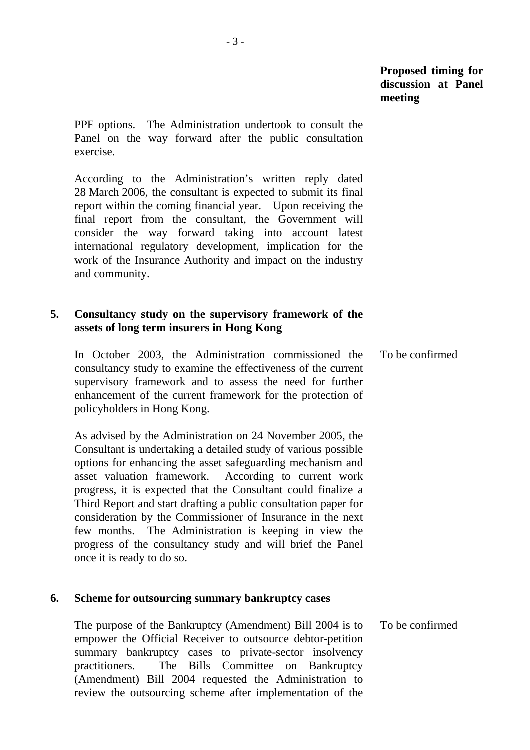**Proposed timing for discussion at Panel meeting**

PPF options. The Administration undertook to consult the Panel on the way forward after the public consultation exercise.

According to the Administration's written reply dated 28 March 2006, the consultant is expected to submit its final report within the coming financial year. Upon receiving the final report from the consultant, the Government will consider the way forward taking into account latest international regulatory development, implication for the work of the Insurance Authority and impact on the industry and community.

**5. Consultancy study on the supervisory framework of the assets of long term insurers in Hong Kong**

In October 2003, the Administration commissioned the consultancy study to examine the effectiveness of the current supervisory framework and to assess the need for further enhancement of the current framework for the protection of policyholders in Hong Kong. — To be confirmed

As advised by the Administration on 24 November 2005, the Consultant is undertaking a detailed study of various possible options for enhancing the asset safeguarding mechanism and asset valuation framework. According to current work progress, it is expected that the Consultant could finalize a Third Report and start drafting a public consultation paper for consideration by the Commissioner of Insurance in the next few months. The Administration is keeping in view the progress of the consultancy study and will brief the Panel once it is ready to do so.

**6. Scheme for outsourcing summary bankruptcy cases**

The purpose of the Bankruptcy (Amendment) Bill 2004 is to empower the Official Receiver to outsource debtor-petition summary bankruptcy cases to private-sector insolvency practitioners. The Bills Committee on Bankruptcy (Amendment) Bill 2004 requested the Administration to review the outsourcing scheme after implementation of the — To be confirmed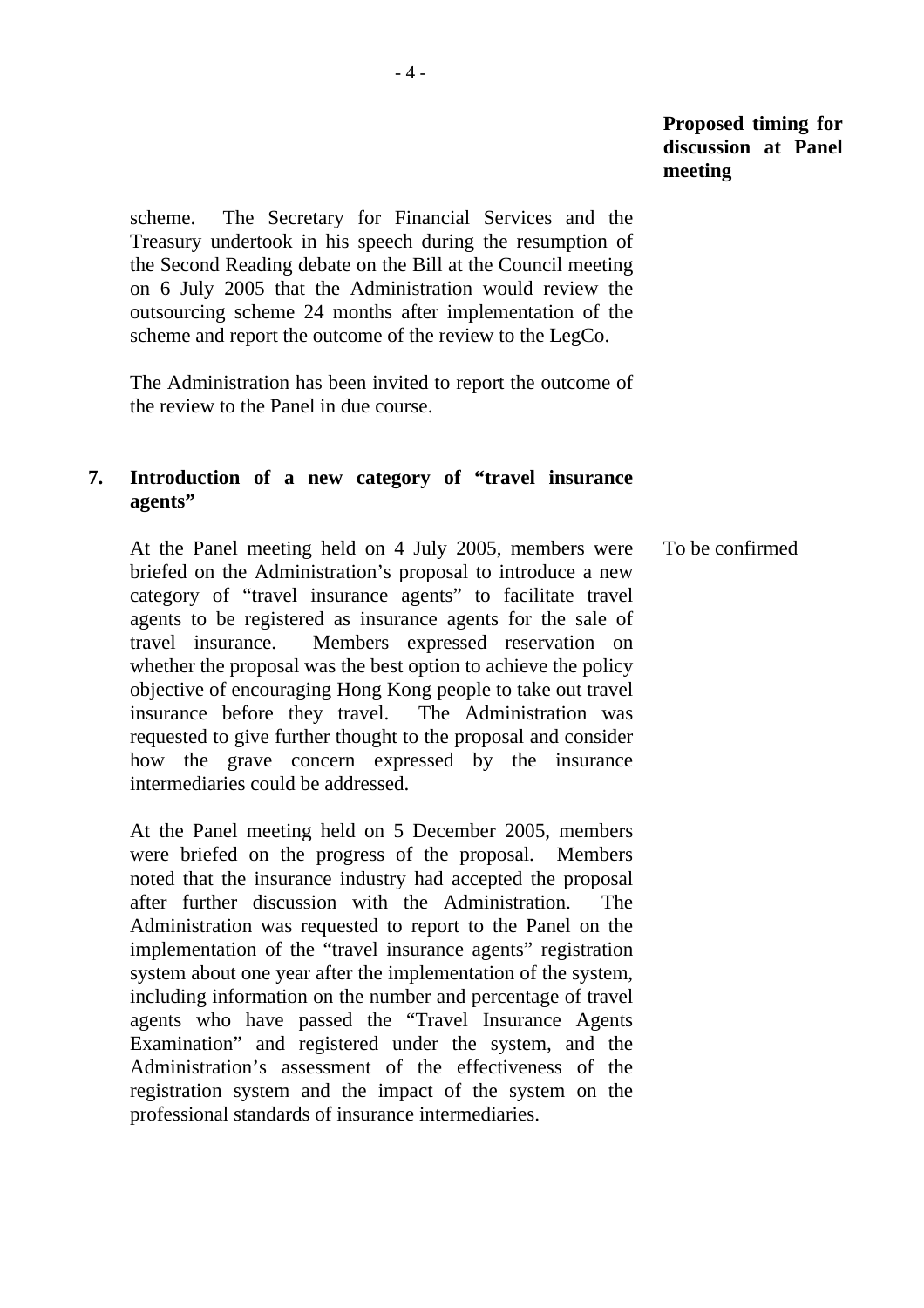**Proposed timing for discussion at Panel meeting**

scheme. The Secretary for Financial Services and the Treasury undertook in his speech during the resumption of the Second Reading debate on the Bill at the Council meeting on 6 July 2005 that the Administration would review the outsourcing scheme 24 months after implementation of the scheme and report the outcome of the review to the LegCo.

The Administration has been invited to report the outcome of the review to the Panel in due course.

**7. Introduction of a new category of "travel insurance agents"**

At the Panel meeting held on 4 July 2005, members were briefed on the Administration's proposal to introduce a new category of "travel insurance agents" to facilitate travel agents to be registered as insurance agents for the sale of travel insurance. Members expressed reservation on whether the proposal was the best option to achieve the policy objective of encouraging Hong Kong people to take out travel insurance before they travel. The Administration was requested to give further thought to the proposal and consider how the grave concern expressed by the insurance intermediaries could be addressed.

*Proposed timing:* To be confirmed

At the Panel meeting held on 5 December 2005, members were briefed on the progress of the proposal. Members noted that the insurance industry had accepted the proposal after further discussion with the Administration. The Administration was requested to report to the Panel on the implementation of the "travel insurance agents" registration system about one year after the implementation of the system, including information on the number and percentage of travel agents who have passed the "Travel Insurance Agents Examination" and registered under the system, and the Administration's assessment of the effectiveness of the registration system and the impact of the system on the professional standards of insurance intermediaries.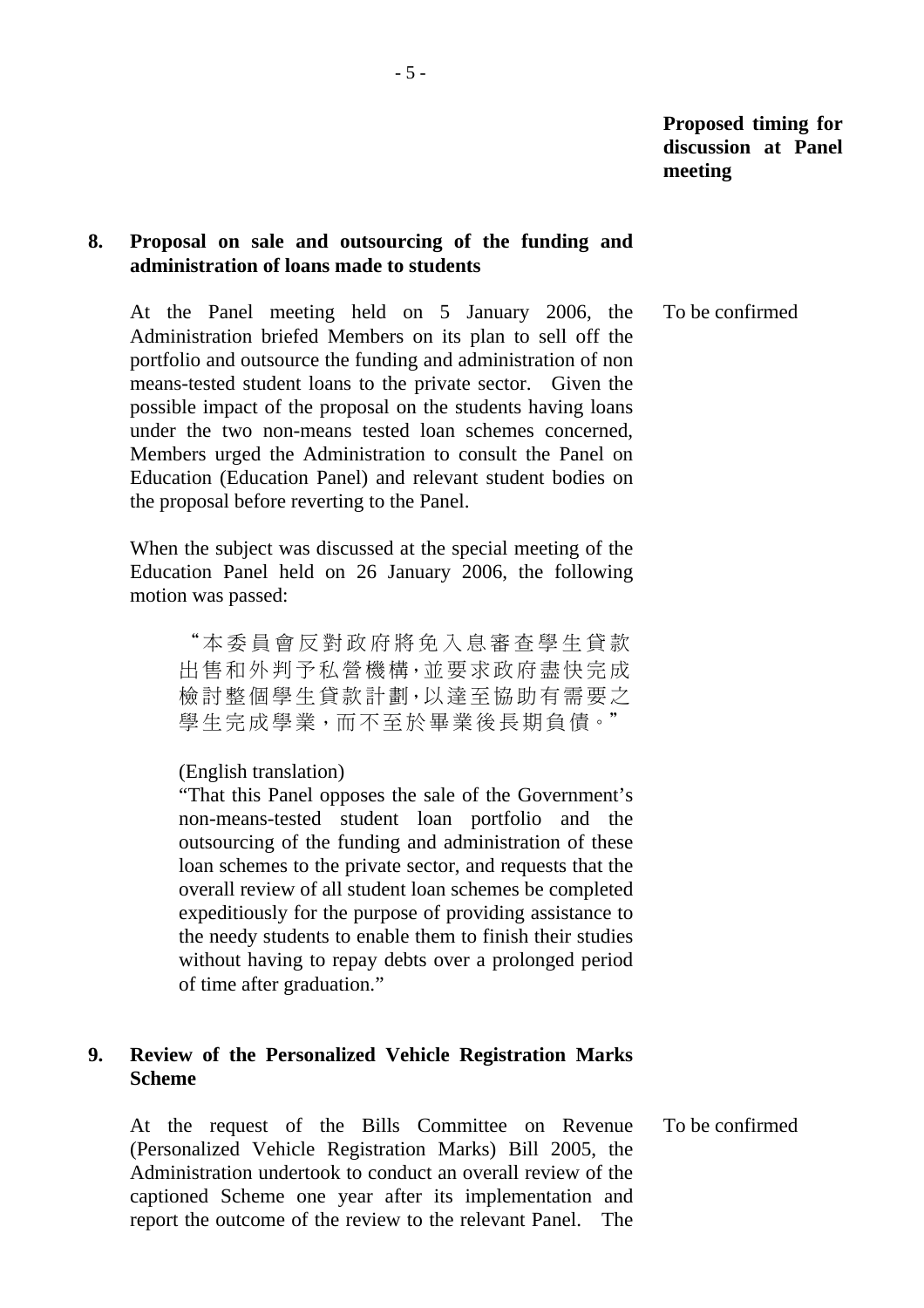**Proposed timing for discussion at Panel meeting**

**8. Proposal on sale and outsourcing of the funding and administration of loans made to students**

At the Panel meeting held on 5 January 2006, the Administration briefed Members on its plan to sell off the portfolio and outsource the funding and administration of non means-tested student loans to the private sector. Given the possible impact of the proposal on the students having loans under the two non-means tested loan schemes concerned, Members urged the Administration to consult the Panel on Education (Education Panel) and relevant student bodies on the proposal before reverting to the Panel.

*To be confirmed*

When the subject was discussed at the special meeting of the Education Panel held on 26 January 2006, the following motion was passed:

> "本委員會反對政府將免入息審查學生貸款出售和外判予私營機構,並要求政府盡快完成檢討整個學生貸款計劃,以達至協助有需要之學生完成學業,而不至於畢業後長期負債。"
>
> (English translation)
>
> "That this Panel opposes the sale of the Government's non-means-tested student loan portfolio and the outsourcing of the funding and administration of these loan schemes to the private sector, and requests that the overall review of all student loan schemes be completed expeditiously for the purpose of providing assistance to the needy students to enable them to finish their studies without having to repay debts over a prolonged period of time after graduation."

**9. Review of the Personalized Vehicle Registration Marks Scheme**

At the request of the Bills Committee on Revenue (Personalized Vehicle Registration Marks) Bill 2005, the Administration undertook to conduct an overall review of the captioned Scheme one year after its implementation and report the outcome of the review to the relevant Panel. The

*To be confirmed*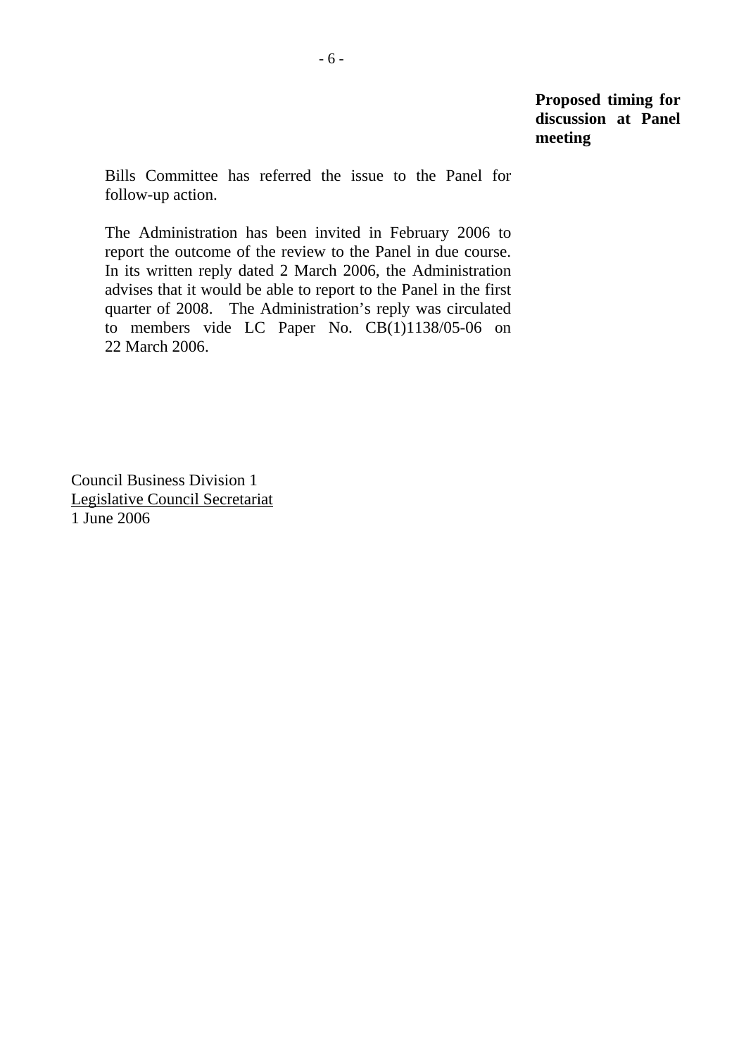**Proposed timing for discussion at Panel meeting**

Bills Committee has referred the issue to the Panel for follow-up action.

The Administration has been invited in February 2006 to report the outcome of the review to the Panel in due course. In its written reply dated 2 March 2006, the Administration advises that it would be able to report to the Panel in the first quarter of 2008. The Administration's reply was circulated to members vide LC Paper No. CB(1)1138/05-06 on 22 March 2006.

Council Business Division 1
Legislative Council Secretariat
1 June 2006